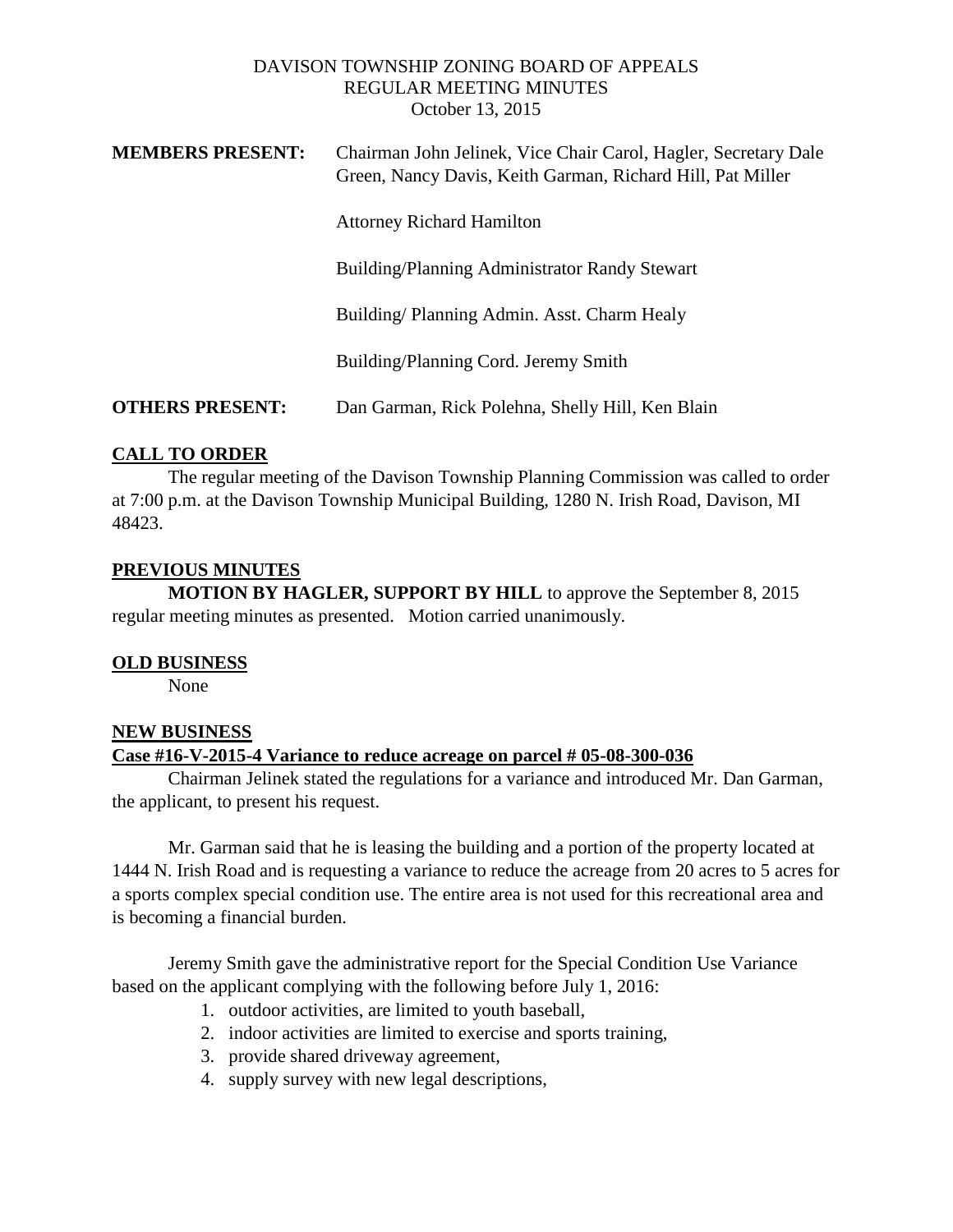# DAVISON TOWNSHIP ZONING BOARD OF APPEALS
## REGULAR MEETING MINUTES
October 13, 2015

**MEMBERS PRESENT:** Chairman John Jelinek, Vice Chair Carol, Hagler, Secretary Dale Green, Nancy Davis, Keith Garman, Richard Hill, Pat Miller

Attorney Richard Hamilton

Building/Planning Administrator Randy Stewart

Building/ Planning Admin. Asst. Charm Healy

Building/Planning Cord. Jeremy Smith

**OTHERS PRESENT:** Dan Garman, Rick Polehna, Shelly Hill, Ken Blain

## CALL TO ORDER

The regular meeting of the Davison Township Planning Commission was called to order at 7:00 p.m. at the Davison Township Municipal Building, 1280 N. Irish Road, Davison, MI 48423.

## PREVIOUS MINUTES

**MOTION BY HAGLER, SUPPORT BY HILL** to approve the September 8, 2015 regular meeting minutes as presented. Motion carried unanimously.

## OLD BUSINESS

None

## NEW BUSINESS

### Case #16-V-2015-4 Variance to reduce acreage on parcel # 05-08-300-036

Chairman Jelinek stated the regulations for a variance and introduced Mr. Dan Garman, the applicant, to present his request.

Mr. Garman said that he is leasing the building and a portion of the property located at 1444 N. Irish Road and is requesting a variance to reduce the acreage from 20 acres to 5 acres for a sports complex special condition use. The entire area is not used for this recreational area and is becoming a financial burden.

Jeremy Smith gave the administrative report for the Special Condition Use Variance based on the applicant complying with the following before July 1, 2016:

1. outdoor activities, are limited to youth baseball,
2. indoor activities are limited to exercise and sports training,
3. provide shared driveway agreement,
4. supply survey with new legal descriptions,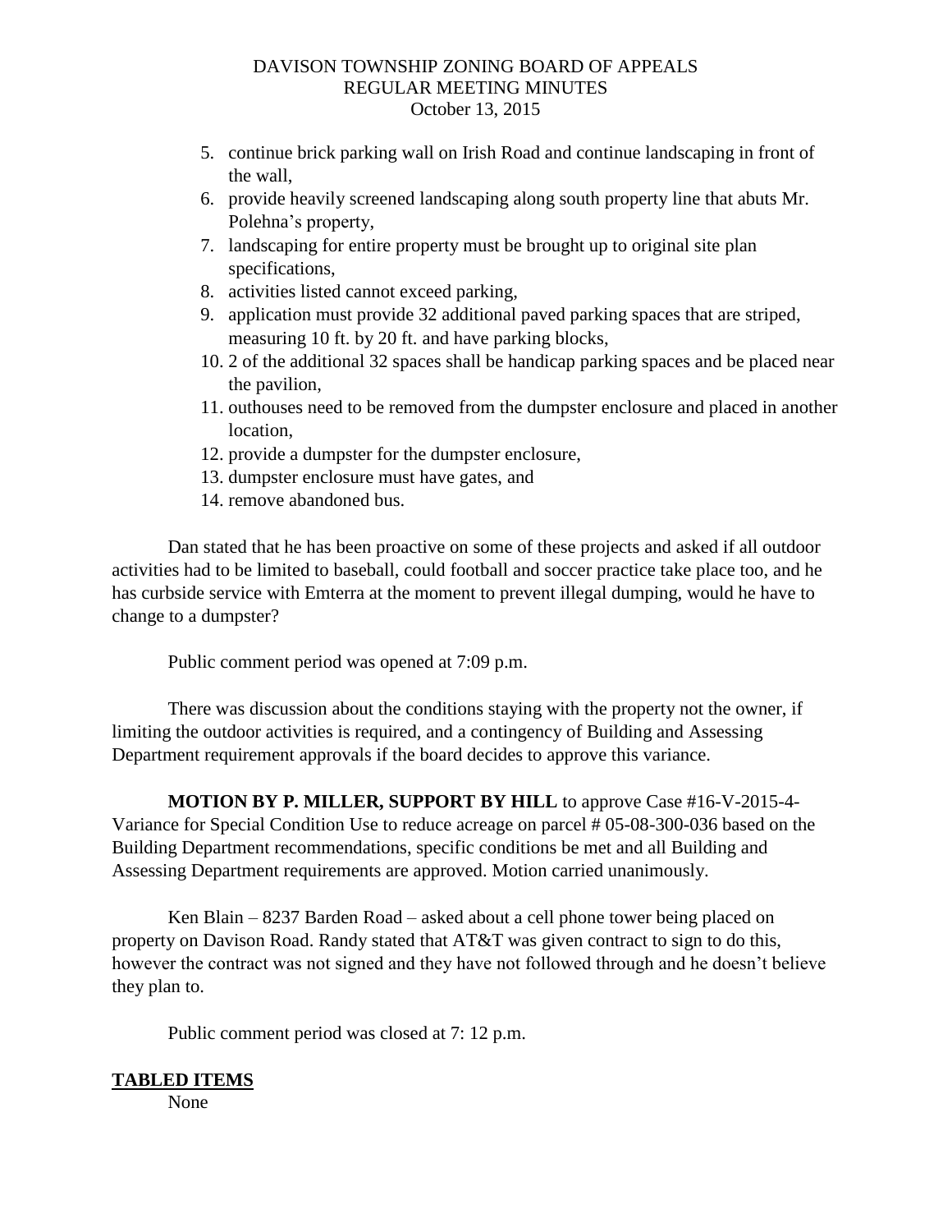5. continue brick parking wall on Irish Road and continue landscaping in front of the wall,
6. provide heavily screened landscaping along south property line that abuts Mr. Polehna's property,
7. landscaping for entire property must be brought up to original site plan specifications,
8. activities listed cannot exceed parking,
9. application must provide 32 additional paved parking spaces that are striped, measuring 10 ft. by 20 ft. and have parking blocks,
10. 2 of the additional 32 spaces shall be handicap parking spaces and be placed near the pavilion,
11. outhouses need to be removed from the dumpster enclosure and placed in another location,
12. provide a dumpster for the dumpster enclosure,
13. dumpster enclosure must have gates, and
14. remove abandoned bus.

Dan stated that he has been proactive on some of these projects and asked if all outdoor activities had to be limited to baseball, could football and soccer practice take place too, and he has curbside service with Emterra at the moment to prevent illegal dumping, would he have to change to a dumpster?

Public comment period was opened at 7:09 p.m.

There was discussion about the conditions staying with the property not the owner, if limiting the outdoor activities is required, and a contingency of Building and Assessing Department requirement approvals if the board decides to approve this variance.

**MOTION BY P. MILLER, SUPPORT BY HILL** to approve Case #16-V-2015-4-Variance for Special Condition Use to reduce acreage on parcel # 05-08-300-036 based on the Building Department recommendations, specific conditions be met and all Building and Assessing Department requirements are approved. Motion carried unanimously.

Ken Blain – 8237 Barden Road – asked about a cell phone tower being placed on property on Davison Road. Randy stated that AT&T was given contract to sign to do this, however the contract was not signed and they have not followed through and he doesn't believe they plan to.

Public comment period was closed at 7: 12 p.m.

## TABLED ITEMS

None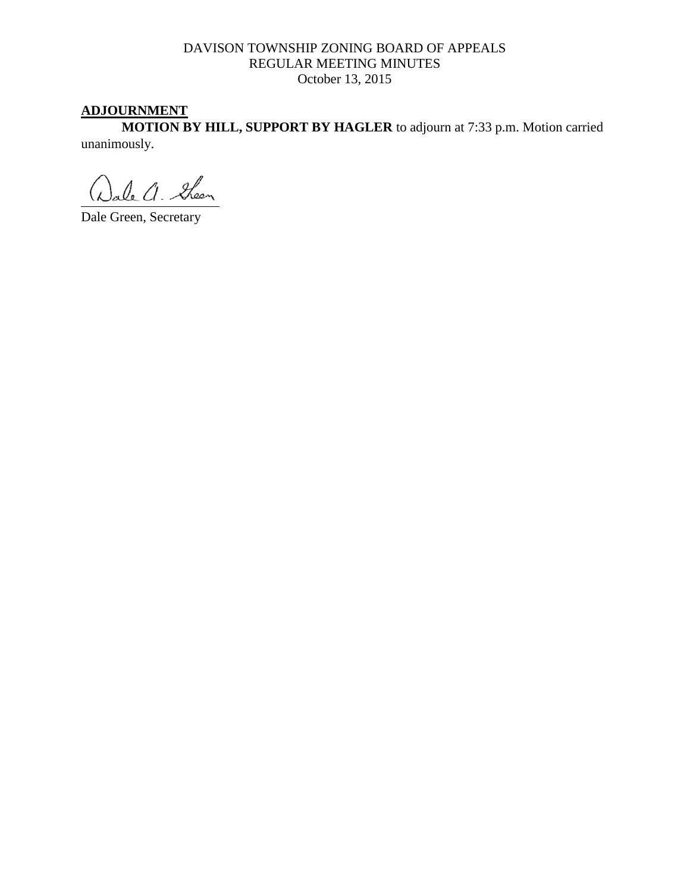DAVISON TOWNSHIP ZONING BOARD OF APPEALS
REGULAR MEETING MINUTES
October 13, 2015

**ADJOURNMENT**

**MOTION BY HILL, SUPPORT BY HAGLER** to adjourn at 7:33 p.m. Motion carried unanimously.

Dale A. Green

Dale Green, Secretary